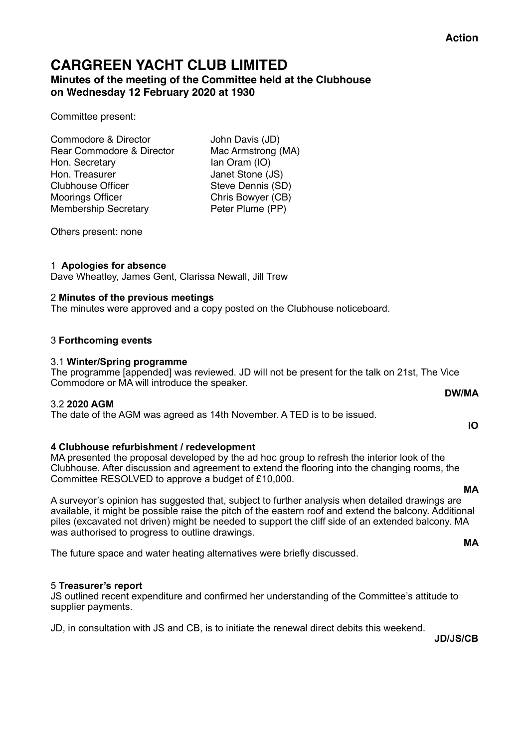**Action**

# CARGREEN YACHT CLUB LIMITED

### Minutes of the meeting of the Committee held at the Clubhouse on Wednesday 12 February 2020 at 1930

Committee present:

| | |
|---|---|
| Commodore & Director | John Davis (JD) |
| Rear Commodore & Director | Mac Armstrong (MA) |
| Hon. Secretary | Ian Oram (IO) |
| Hon. Treasurer | Janet Stone (JS) |
| Clubhouse Officer | Steve Dennis (SD) |
| Moorings Officer | Chris Bowyer (CB) |
| Membership Secretary | Peter Plume (PP) |

Others present: none

1 **Apologies for absence**
Dave Wheatley, James Gent, Clarissa Newall, Jill Trew

2 **Minutes of the previous meetings**
The minutes were approved and a copy posted on the Clubhouse noticeboard.

3 **Forthcoming events**

3.1 **Winter/Spring programme**
The programme [appended] was reviewed. JD will not be present for the talk on 21st, The Vice Commodore or MA will introduce the speaker.

**DW/MA**

3.2 **2020 AGM**
The date of the AGM was agreed as 14th November. A TED is to be issued.

**IO**

**4 Clubhouse refurbishment / redevelopment**
MA presented the proposal developed by the ad hoc group to refresh the interior look of the Clubhouse. After discussion and agreement to extend the flooring into the changing rooms, the Committee RESOLVED to approve a budget of £10,000.

**MA**

A surveyor's opinion has suggested that, subject to further analysis when detailed drawings are available, it might be possible raise the pitch of the eastern roof and extend the balcony. Additional piles (excavated not driven) might be needed to support the cliff side of an extended balcony. MA was authorised to progress to outline drawings.

**MA**

The future space and water heating alternatives were briefly discussed.

5 **Treasurer's report**
JS outlined recent expenditure and confirmed her understanding of the Committee's attitude to supplier payments.

JD, in consultation with JS and CB, is to initiate the renewal direct debits this weekend.

**JD/JS/CB**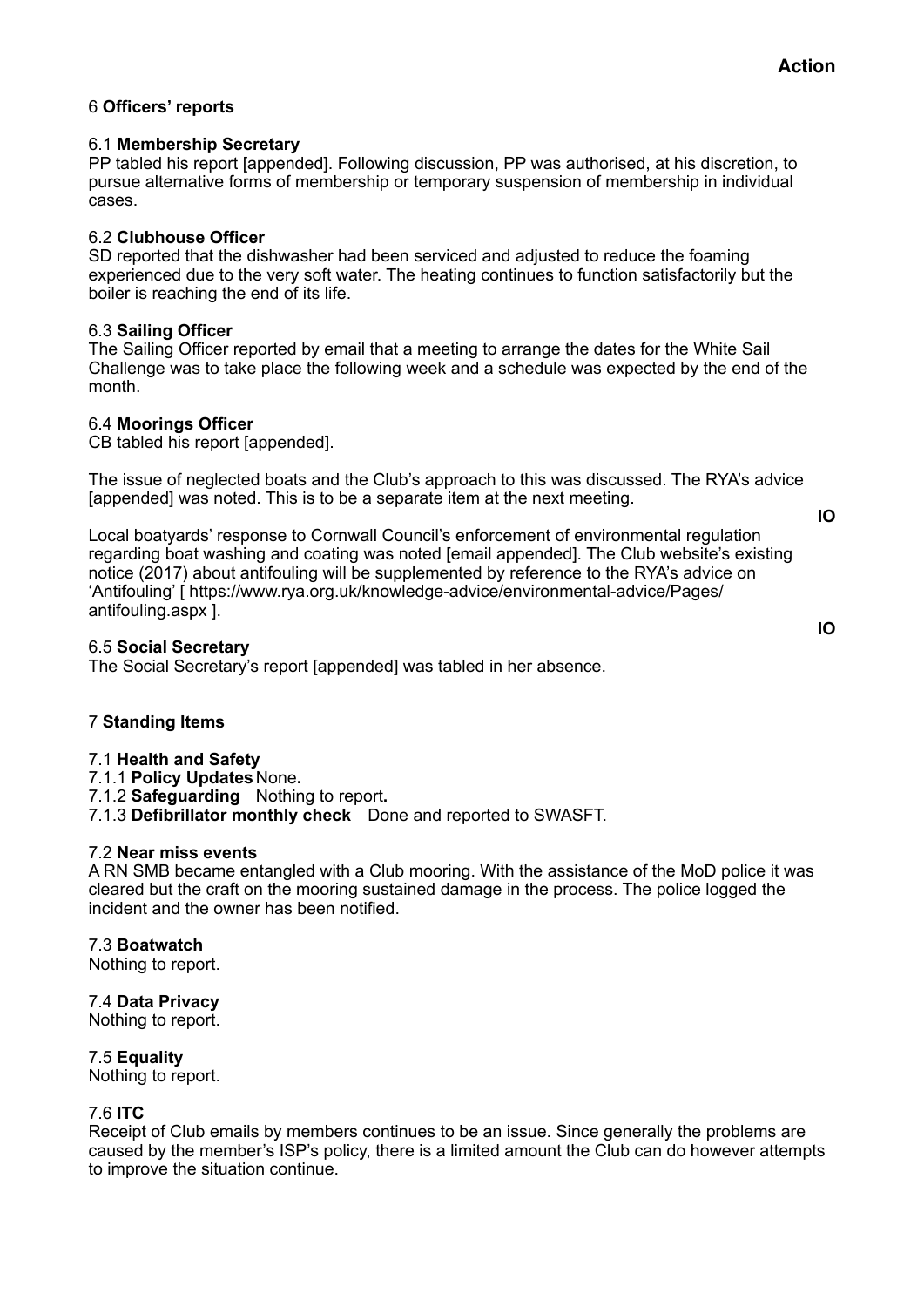**Action**

## 6 Officers' reports

### 6.1 Membership Secretary

PP tabled his report [appended]. Following discussion, PP was authorised, at his discretion, to pursue alternative forms of membership or temporary suspension of membership in individual cases.

### 6.2 Clubhouse Officer

SD reported that the dishwasher had been serviced and adjusted to reduce the foaming experienced due to the very soft water. The heating continues to function satisfactorily but the boiler is reaching the end of its life.

### 6.3 Sailing Officer

The Sailing Officer reported by email that a meeting to arrange the dates for the White Sail Challenge was to take place the following week and a schedule was expected by the end of the month.

### 6.4 Moorings Officer

CB tabled his report [appended].

The issue of neglected boats and the Club's approach to this was discussed. The RYA's advice [appended] was noted. This is to be a separate item at the next meeting. **IO**

Local boatyards' response to Cornwall Council's enforcement of environmental regulation regarding boat washing and coating was noted [email appended]. The Club website's existing notice (2017) about antifouling will be supplemented by reference to the RYA's advice on 'Antifouling' [ https://www.rya.org.uk/knowledge-advice/environmental-advice/Pages/antifouling.aspx ]. **IO**

### 6.5 Social Secretary

The Social Secretary's report [appended] was tabled in her absence.

## 7 Standing Items

### 7.1 Health and Safety

7.1.1 **Policy Updates** None.
7.1.2 **Safeguarding** Nothing to report.
7.1.3 **Defibrillator monthly check** Done and reported to SWASFT.

### 7.2 Near miss events

A RN SMB became entangled with a Club mooring. With the assistance of the MoD police it was cleared but the craft on the mooring sustained damage in the process. The police logged the incident and the owner has been notified.

### 7.3 Boatwatch

Nothing to report.

### 7.4 Data Privacy

Nothing to report.

### 7.5 Equality

Nothing to report.

### 7.6 ITC

Receipt of Club emails by members continues to be an issue. Since generally the problems are caused by the member's ISP's policy, there is a limited amount the Club can do however attempts to improve the situation continue.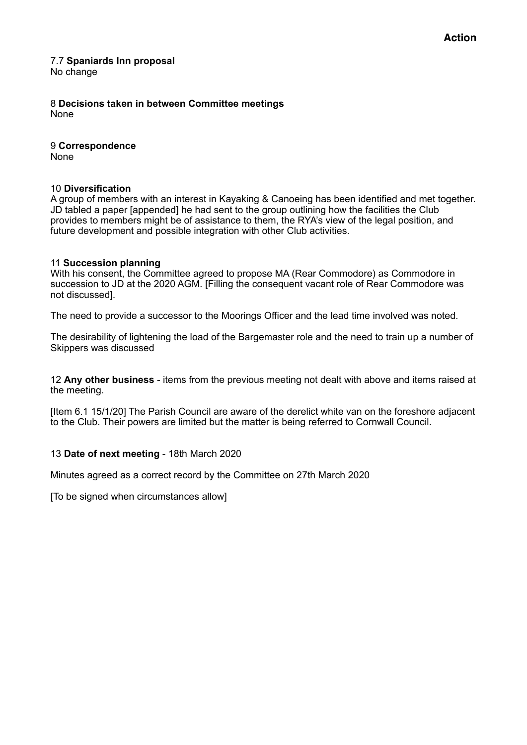**Action**

7.7 **Spaniards Inn proposal**
No change

8 **Decisions taken in between Committee meetings**
None

9 **Correspondence**
None

10 **Diversification**
A group of members with an interest in Kayaking & Canoeing has been identified and met together. JD tabled a paper [appended] he had sent to the group outlining how the facilities the Club provides to members might be of assistance to them, the RYA's view of the legal position, and future development and possible integration with other Club activities.

11 **Succession planning**
With his consent, the Committee agreed to propose MA (Rear Commodore) as Commodore in succession to JD at the 2020 AGM. [Filling the consequent vacant role of Rear Commodore was not discussed].

The need to provide a successor to the Moorings Officer and the lead time involved was noted.

The desirability of lightening the load of the Bargemaster role and the need to train up a number of Skippers was discussed

12 **Any other business** - items from the previous meeting not dealt with above and items raised at the meeting.

[Item 6.1 15/1/20] The Parish Council are aware of the derelict white van on the foreshore adjacent to the Club. Their powers are limited but the matter is being referred to Cornwall Council.

13 **Date of next meeting** - 18th March 2020

Minutes agreed as a correct record by the Committee on 27th March 2020

[To be signed when circumstances allow]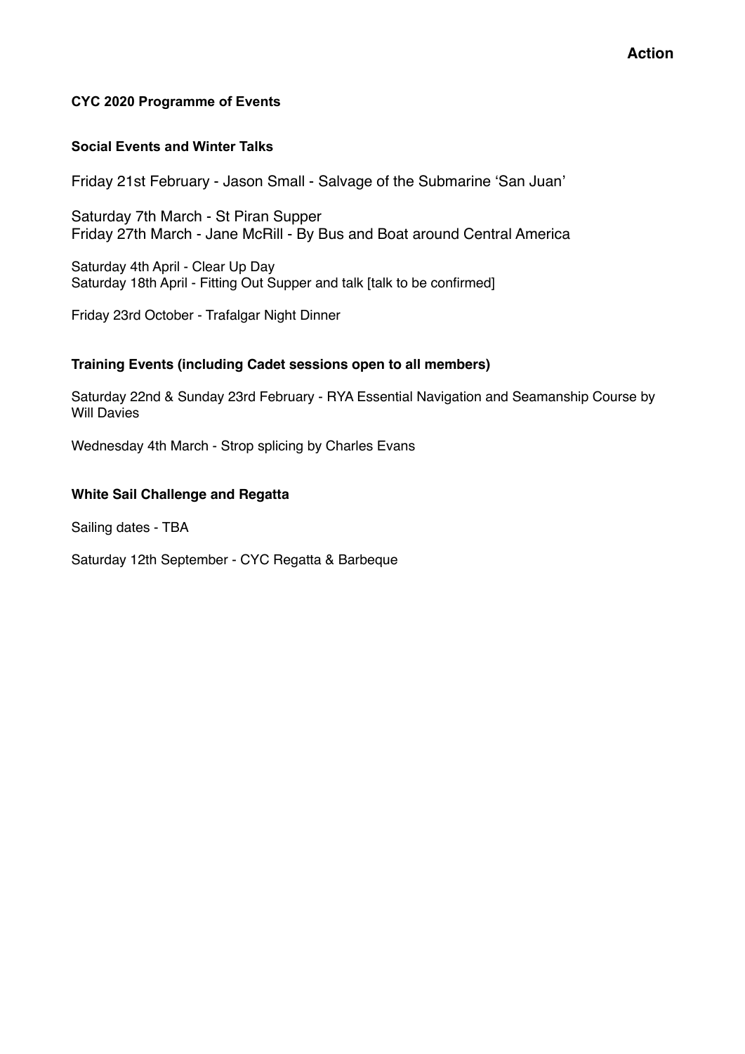**Action**

## CYC 2020 Programme of Events

### Social Events and Winter Talks

Friday 21st February - Jason Small - Salvage of the Submarine 'San Juan'

Saturday 7th March - St Piran Supper
Friday 27th March - Jane McRill - By Bus and Boat around Central America

Saturday 4th April - Clear Up Day
Saturday 18th April - Fitting Out Supper and talk [talk to be confirmed]

Friday 23rd October - Trafalgar Night Dinner

### Training Events (including Cadet sessions open to all members)

Saturday 22nd & Sunday 23rd February - RYA Essential Navigation and Seamanship Course by Will Davies

Wednesday 4th March - Strop splicing by Charles Evans

### White Sail Challenge and Regatta

Sailing dates - TBA

Saturday 12th September - CYC Regatta & Barbeque